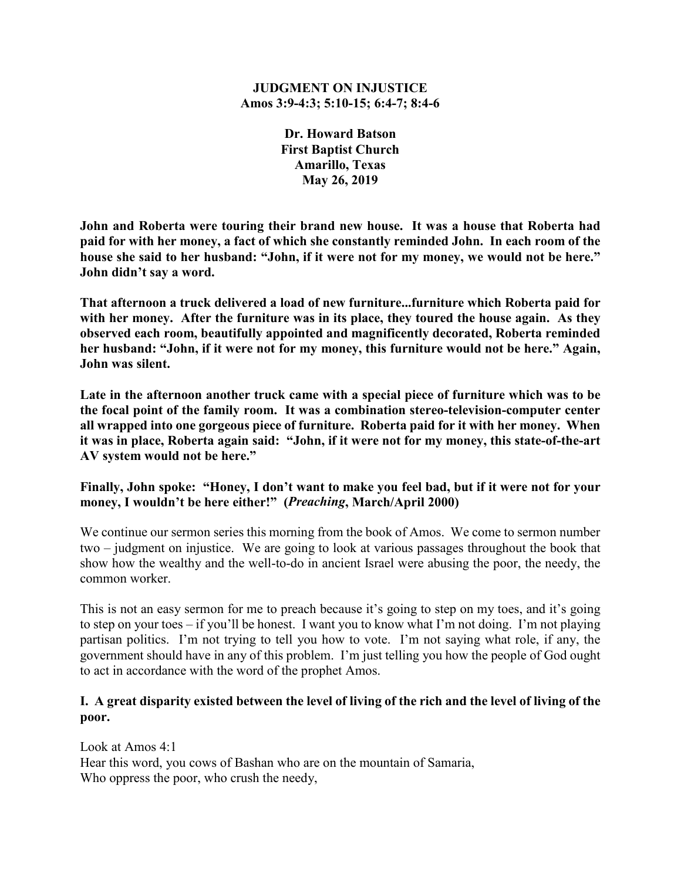**JUDGMENT ON INJUSTICE**
**Amos 3:9-4:3; 5:10-15; 6:4-7; 8:4-6**

**Dr. Howard Batson**
**First Baptist Church**
**Amarillo, Texas**
**May 26, 2019**

**John and Roberta were touring their brand new house. It was a house that Roberta had paid for with her money, a fact of which she constantly reminded John. In each room of the house she said to her husband: "John, if it were not for my money, we would not be here." John didn't say a word.**

**That afternoon a truck delivered a load of new furniture...furniture which Roberta paid for with her money. After the furniture was in its place, they toured the house again. As they observed each room, beautifully appointed and magnificently decorated, Roberta reminded her husband: "John, if it were not for my money, this furniture would not be here." Again, John was silent.**

**Late in the afternoon another truck came with a special piece of furniture which was to be the focal point of the family room. It was a combination stereo-television-computer center all wrapped into one gorgeous piece of furniture. Roberta paid for it with her money. When it was in place, Roberta again said: "John, if it were not for my money, this state-of-the-art AV system would not be here."**

**Finally, John spoke: "Honey, I don't want to make you feel bad, but if it were not for your money, I wouldn't be here either!" (*Preaching*, March/April 2000)**

We continue our sermon series this morning from the book of Amos. We come to sermon number two – judgment on injustice. We are going to look at various passages throughout the book that show how the wealthy and the well-to-do in ancient Israel were abusing the poor, the needy, the common worker.

This is not an easy sermon for me to preach because it's going to step on my toes, and it's going to step on your toes – if you'll be honest. I want you to know what I'm not doing. I'm not playing partisan politics. I'm not trying to tell you how to vote. I'm not saying what role, if any, the government should have in any of this problem. I'm just telling you how the people of God ought to act in accordance with the word of the prophet Amos.

**I. A great disparity existed between the level of living of the rich and the level of living of the poor.**

Look at Amos 4:1
Hear this word, you cows of Bashan who are on the mountain of Samaria,
Who oppress the poor, who crush the needy,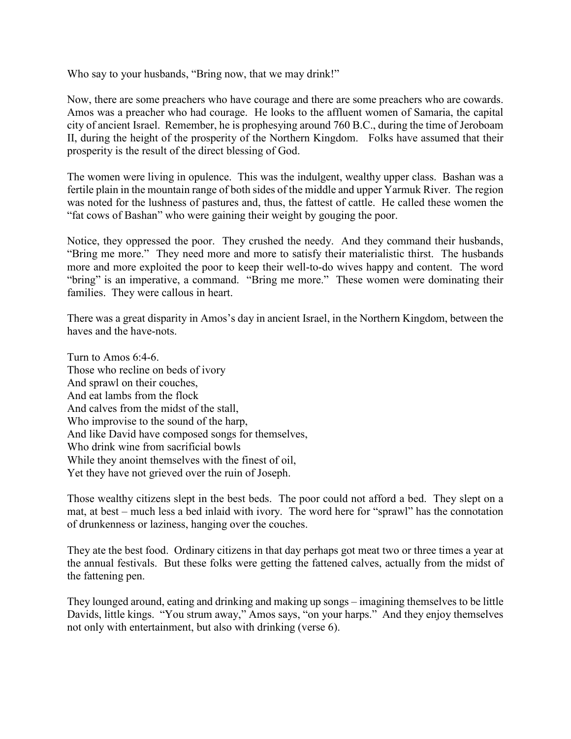Who say to your husbands, "Bring now, that we may drink!"

Now, there are some preachers who have courage and there are some preachers who are cowards. Amos was a preacher who had courage. He looks to the affluent women of Samaria, the capital city of ancient Israel. Remember, he is prophesying around 760 B.C., during the time of Jeroboam II, during the height of the prosperity of the Northern Kingdom. Folks have assumed that their prosperity is the result of the direct blessing of God.

The women were living in opulence. This was the indulgent, wealthy upper class. Bashan was a fertile plain in the mountain range of both sides of the middle and upper Yarmuk River. The region was noted for the lushness of pastures and, thus, the fattest of cattle. He called these women the "fat cows of Bashan" who were gaining their weight by gouging the poor.

Notice, they oppressed the poor. They crushed the needy. And they command their husbands, "Bring me more." They need more and more to satisfy their materialistic thirst. The husbands more and more exploited the poor to keep their well-to-do wives happy and content. The word "bring" is an imperative, a command. "Bring me more." These women were dominating their families. They were callous in heart.

There was a great disparity in Amos's day in ancient Israel, in the Northern Kingdom, between the haves and the have-nots.

Turn to Amos 6:4-6.  
Those who recline on beds of ivory  
And sprawl on their couches,  
And eat lambs from the flock  
And calves from the midst of the stall,  
Who improvise to the sound of the harp,  
And like David have composed songs for themselves,  
Who drink wine from sacrificial bowls  
While they anoint themselves with the finest of oil,  
Yet they have not grieved over the ruin of Joseph.

Those wealthy citizens slept in the best beds. The poor could not afford a bed. They slept on a mat, at best – much less a bed inlaid with ivory. The word here for "sprawl" has the connotation of drunkenness or laziness, hanging over the couches.

They ate the best food. Ordinary citizens in that day perhaps got meat two or three times a year at the annual festivals. But these folks were getting the fattened calves, actually from the midst of the fattening pen.

They lounged around, eating and drinking and making up songs – imagining themselves to be little Davids, little kings. "You strum away," Amos says, "on your harps." And they enjoy themselves not only with entertainment, but also with drinking (verse 6).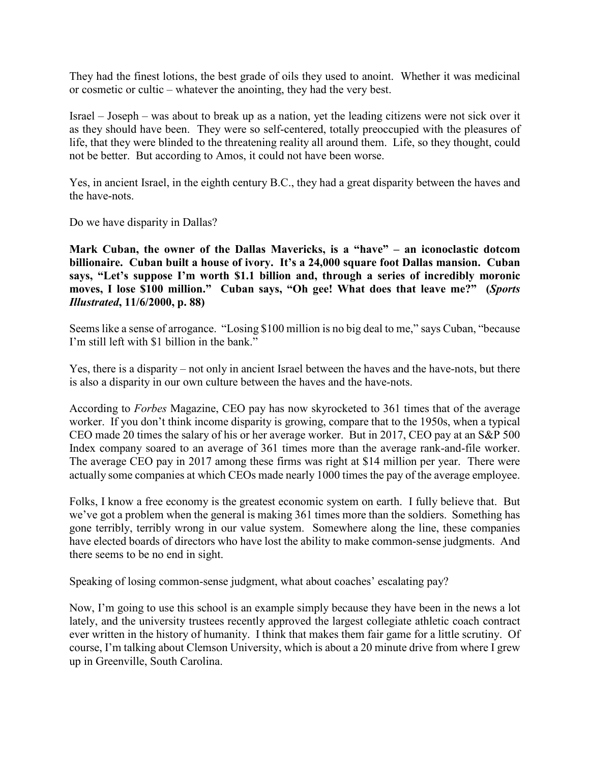They had the finest lotions, the best grade of oils they used to anoint. Whether it was medicinal or cosmetic or cultic – whatever the anointing, they had the very best.

Israel – Joseph – was about to break up as a nation, yet the leading citizens were not sick over it as they should have been. They were so self-centered, totally preoccupied with the pleasures of life, that they were blinded to the threatening reality all around them. Life, so they thought, could not be better. But according to Amos, it could not have been worse.

Yes, in ancient Israel, in the eighth century B.C., they had a great disparity between the haves and the have-nots.

Do we have disparity in Dallas?

**Mark Cuban, the owner of the Dallas Mavericks, is a "have" – an iconoclastic dotcom billionaire. Cuban built a house of ivory. It's a 24,000 square foot Dallas mansion. Cuban says, "Let's suppose I'm worth $1.1 billion and, through a series of incredibly moronic moves, I lose $100 million." Cuban says, "Oh gee! What does that leave me?" (*Sports Illustrated*, 11/6/2000, p. 88)**

Seems like a sense of arrogance. "Losing $100 million is no big deal to me," says Cuban, "because I'm still left with $1 billion in the bank."

Yes, there is a disparity – not only in ancient Israel between the haves and the have-nots, but there is also a disparity in our own culture between the haves and the have-nots.

According to *Forbes* Magazine, CEO pay has now skyrocketed to 361 times that of the average worker. If you don't think income disparity is growing, compare that to the 1950s, when a typical CEO made 20 times the salary of his or her average worker. But in 2017, CEO pay at an S&P 500 Index company soared to an average of 361 times more than the average rank-and-file worker. The average CEO pay in 2017 among these firms was right at $14 million per year. There were actually some companies at which CEOs made nearly 1000 times the pay of the average employee.

Folks, I know a free economy is the greatest economic system on earth. I fully believe that. But we've got a problem when the general is making 361 times more than the soldiers. Something has gone terribly, terribly wrong in our value system. Somewhere along the line, these companies have elected boards of directors who have lost the ability to make common-sense judgments. And there seems to be no end in sight.

Speaking of losing common-sense judgment, what about coaches' escalating pay?

Now, I'm going to use this school is an example simply because they have been in the news a lot lately, and the university trustees recently approved the largest collegiate athletic coach contract ever written in the history of humanity. I think that makes them fair game for a little scrutiny. Of course, I'm talking about Clemson University, which is about a 20 minute drive from where I grew up in Greenville, South Carolina.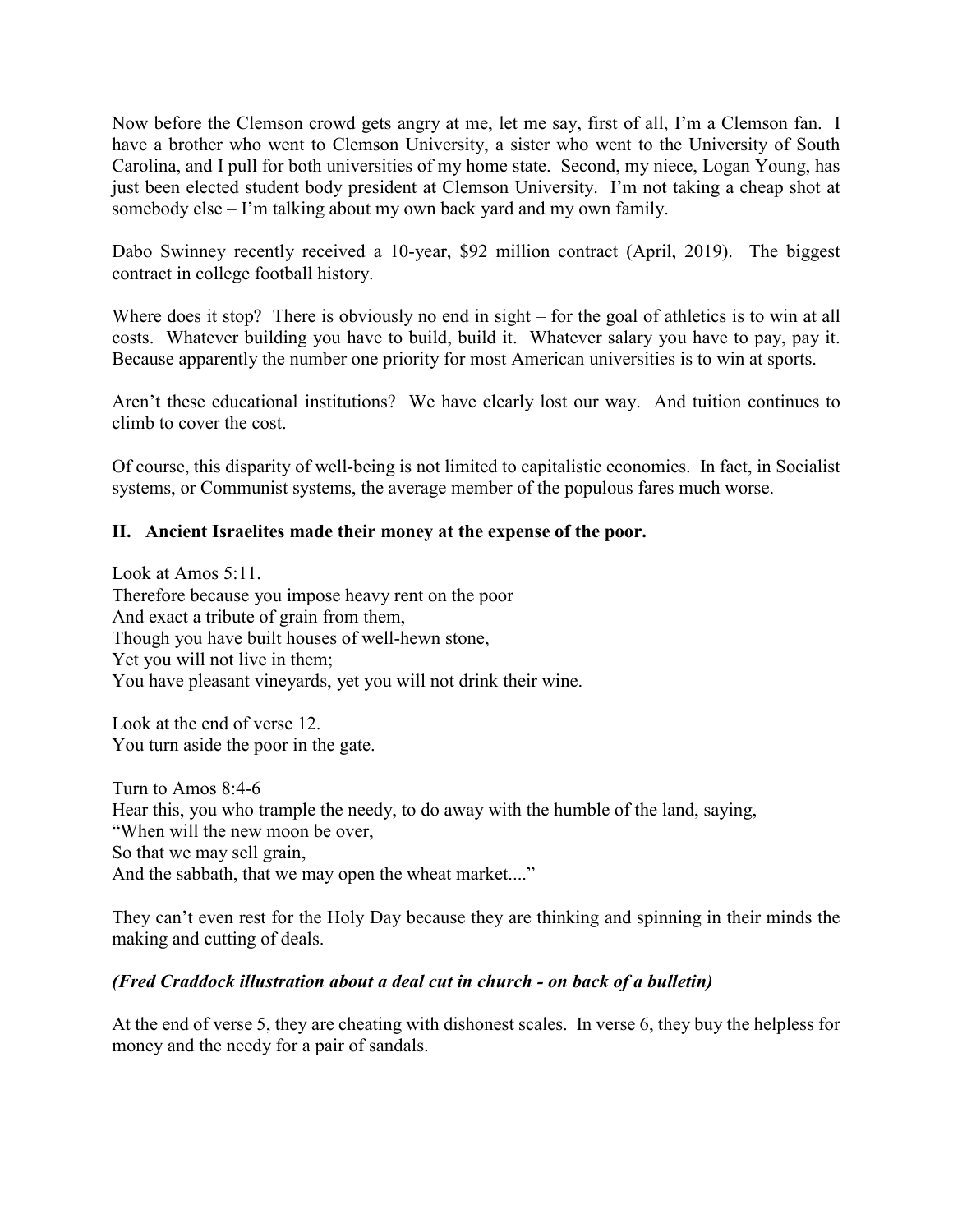Now before the Clemson crowd gets angry at me, let me say, first of all, I'm a Clemson fan. I have a brother who went to Clemson University, a sister who went to the University of South Carolina, and I pull for both universities of my home state. Second, my niece, Logan Young, has just been elected student body president at Clemson University. I'm not taking a cheap shot at somebody else – I'm talking about my own back yard and my own family.

Dabo Swinney recently received a 10-year, $92 million contract (April, 2019). The biggest contract in college football history.

Where does it stop? There is obviously no end in sight – for the goal of athletics is to win at all costs. Whatever building you have to build, build it. Whatever salary you have to pay, pay it. Because apparently the number one priority for most American universities is to win at sports.

Aren't these educational institutions? We have clearly lost our way. And tuition continues to climb to cover the cost.

Of course, this disparity of well-being is not limited to capitalistic economies. In fact, in Socialist systems, or Communist systems, the average member of the populous fares much worse.

## II. Ancient Israelites made their money at the expense of the poor.

Look at Amos 5:11.
Therefore because you impose heavy rent on the poor
And exact a tribute of grain from them,
Though you have built houses of well-hewn stone,
Yet you will not live in them;
You have pleasant vineyards, yet you will not drink their wine.

Look at the end of verse 12.
You turn aside the poor in the gate.

Turn to Amos 8:4-6
Hear this, you who trample the needy, to do away with the humble of the land, saying,
"When will the new moon be over,
So that we may sell grain,
And the sabbath, that we may open the wheat market...."

They can't even rest for the Holy Day because they are thinking and spinning in their minds the making and cutting of deals.

***(Fred Craddock illustration about a deal cut in church - on back of a bulletin)***

At the end of verse 5, they are cheating with dishonest scales. In verse 6, they buy the helpless for money and the needy for a pair of sandals.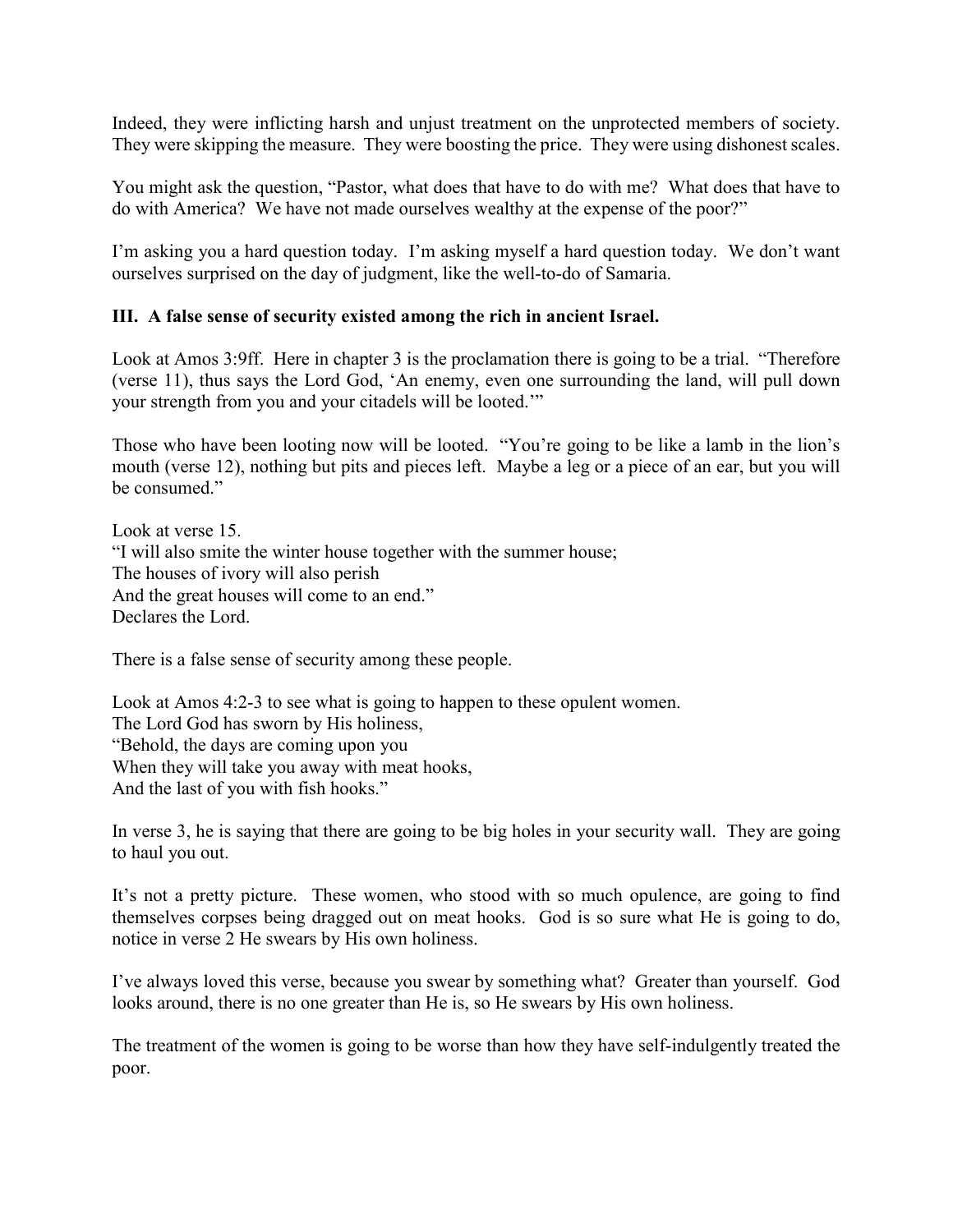Indeed, they were inflicting harsh and unjust treatment on the unprotected members of society. They were skipping the measure. They were boosting the price. They were using dishonest scales.

You might ask the question, "Pastor, what does that have to do with me? What does that have to do with America? We have not made ourselves wealthy at the expense of the poor?"

I'm asking you a hard question today. I'm asking myself a hard question today. We don't want ourselves surprised on the day of judgment, like the well-to-do of Samaria.

**III. A false sense of security existed among the rich in ancient Israel.**

Look at Amos 3:9ff. Here in chapter 3 is the proclamation there is going to be a trial. "Therefore (verse 11), thus says the Lord God, 'An enemy, even one surrounding the land, will pull down your strength from you and your citadels will be looted.'"

Those who have been looting now will be looted. "You're going to be like a lamb in the lion's mouth (verse 12), nothing but pits and pieces left. Maybe a leg or a piece of an ear, but you will be consumed."

Look at verse 15.
"I will also smite the winter house together with the summer house;
The houses of ivory will also perish
And the great houses will come to an end."
Declares the Lord.

There is a false sense of security among these people.

Look at Amos 4:2-3 to see what is going to happen to these opulent women.
The Lord God has sworn by His holiness,
"Behold, the days are coming upon you
When they will take you away with meat hooks,
And the last of you with fish hooks."

In verse 3, he is saying that there are going to be big holes in your security wall. They are going to haul you out.

It's not a pretty picture. These women, who stood with so much opulence, are going to find themselves corpses being dragged out on meat hooks. God is so sure what He is going to do, notice in verse 2 He swears by His own holiness.

I've always loved this verse, because you swear by something what? Greater than yourself. God looks around, there is no one greater than He is, so He swears by His own holiness.

The treatment of the women is going to be worse than how they have self-indulgently treated the poor.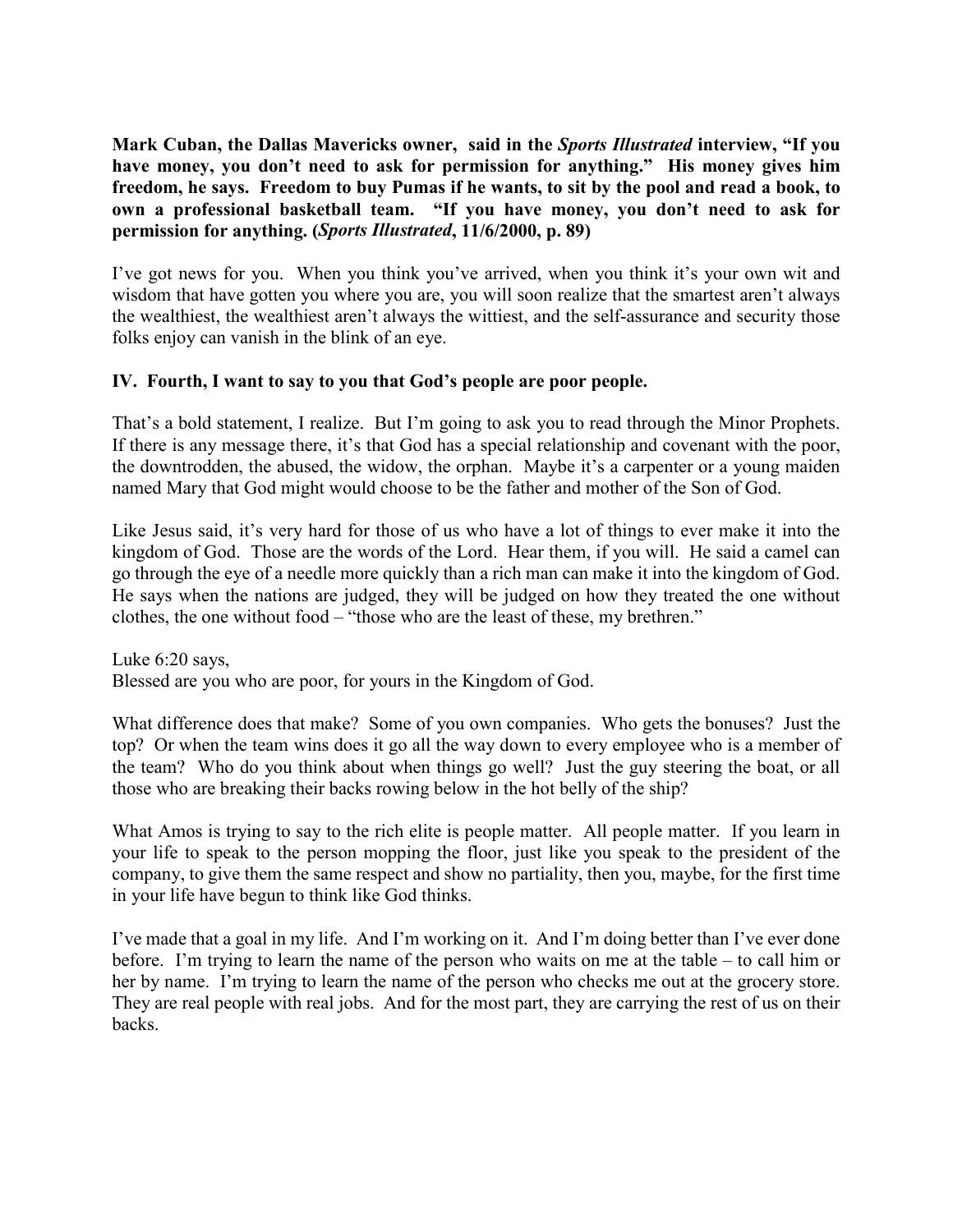**Mark Cuban, the Dallas Mavericks owner, said in the *Sports Illustrated* interview, "If you have money, you don't need to ask for permission for anything." His money gives him freedom, he says. Freedom to buy Pumas if he wants, to sit by the pool and read a book, to own a professional basketball team. "If you have money, you don't need to ask for permission for anything. (*Sports Illustrated*, 11/6/2000, p. 89)**

I've got news for you. When you think you've arrived, when you think it's your own wit and wisdom that have gotten you where you are, you will soon realize that the smartest aren't always the wealthiest, the wealthiest aren't always the wittiest, and the self-assurance and security those folks enjoy can vanish in the blink of an eye.

**IV. Fourth, I want to say to you that God's people are poor people.**

That's a bold statement, I realize. But I'm going to ask you to read through the Minor Prophets. If there is any message there, it's that God has a special relationship and covenant with the poor, the downtrodden, the abused, the widow, the orphan. Maybe it's a carpenter or a young maiden named Mary that God might would choose to be the father and mother of the Son of God.

Like Jesus said, it's very hard for those of us who have a lot of things to ever make it into the kingdom of God. Those are the words of the Lord. Hear them, if you will. He said a camel can go through the eye of a needle more quickly than a rich man can make it into the kingdom of God. He says when the nations are judged, they will be judged on how they treated the one without clothes, the one without food – "those who are the least of these, my brethren."

Luke 6:20 says,
Blessed are you who are poor, for yours in the Kingdom of God.

What difference does that make? Some of you own companies. Who gets the bonuses? Just the top? Or when the team wins does it go all the way down to every employee who is a member of the team? Who do you think about when things go well? Just the guy steering the boat, or all those who are breaking their backs rowing below in the hot belly of the ship?

What Amos is trying to say to the rich elite is people matter. All people matter. If you learn in your life to speak to the person mopping the floor, just like you speak to the president of the company, to give them the same respect and show no partiality, then you, maybe, for the first time in your life have begun to think like God thinks.

I've made that a goal in my life. And I'm working on it. And I'm doing better than I've ever done before. I'm trying to learn the name of the person who waits on me at the table – to call him or her by name. I'm trying to learn the name of the person who checks me out at the grocery store. They are real people with real jobs. And for the most part, they are carrying the rest of us on their backs.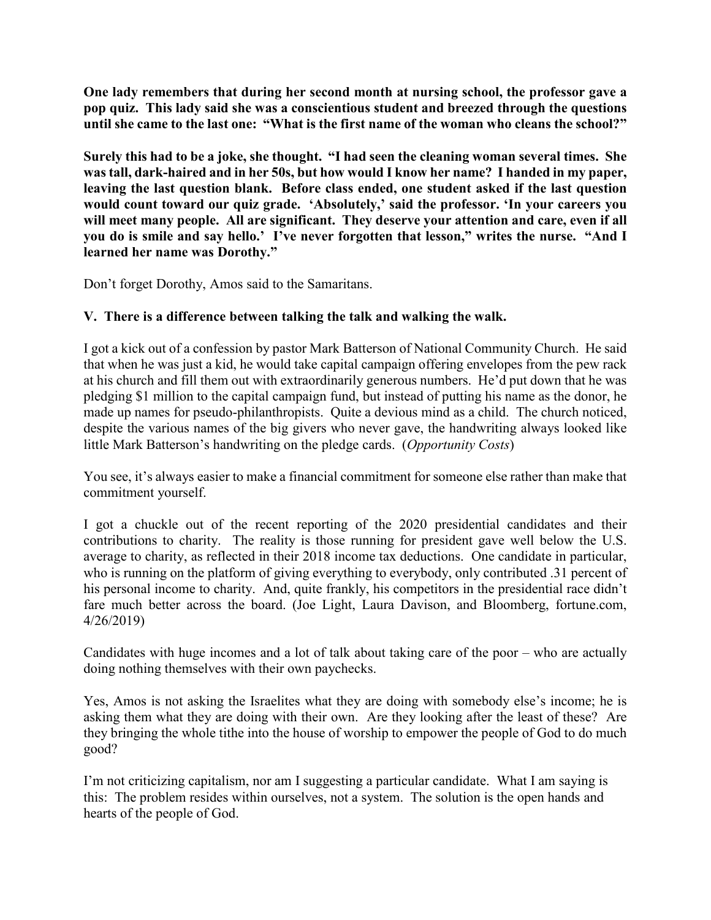**One lady remembers that during her second month at nursing school, the professor gave a pop quiz. This lady said she was a conscientious student and breezed through the questions until she came to the last one: "What is the first name of the woman who cleans the school?"**

**Surely this had to be a joke, she thought. "I had seen the cleaning woman several times. She was tall, dark-haired and in her 50s, but how would I know her name? I handed in my paper, leaving the last question blank. Before class ended, one student asked if the last question would count toward our quiz grade. 'Absolutely,' said the professor. 'In your careers you will meet many people. All are significant. They deserve your attention and care, even if all you do is smile and say hello.' I've never forgotten that lesson," writes the nurse. "And I learned her name was Dorothy."**

Don't forget Dorothy, Amos said to the Samaritans.

**V. There is a difference between talking the talk and walking the walk.**

I got a kick out of a confession by pastor Mark Batterson of National Community Church. He said that when he was just a kid, he would take capital campaign offering envelopes from the pew rack at his church and fill them out with extraordinarily generous numbers. He'd put down that he was pledging $1 million to the capital campaign fund, but instead of putting his name as the donor, he made up names for pseudo-philanthropists. Quite a devious mind as a child. The church noticed, despite the various names of the big givers who never gave, the handwriting always looked like little Mark Batterson's handwriting on the pledge cards. (*Opportunity Costs*)

You see, it's always easier to make a financial commitment for someone else rather than make that commitment yourself.

I got a chuckle out of the recent reporting of the 2020 presidential candidates and their contributions to charity. The reality is those running for president gave well below the U.S. average to charity, as reflected in their 2018 income tax deductions. One candidate in particular, who is running on the platform of giving everything to everybody, only contributed .31 percent of his personal income to charity. And, quite frankly, his competitors in the presidential race didn't fare much better across the board. (Joe Light, Laura Davison, and Bloomberg, fortune.com, 4/26/2019)

Candidates with huge incomes and a lot of talk about taking care of the poor – who are actually doing nothing themselves with their own paychecks.

Yes, Amos is not asking the Israelites what they are doing with somebody else's income; he is asking them what they are doing with their own. Are they looking after the least of these? Are they bringing the whole tithe into the house of worship to empower the people of God to do much good?

I'm not criticizing capitalism, nor am I suggesting a particular candidate. What I am saying is this: The problem resides within ourselves, not a system. The solution is the open hands and hearts of the people of God.